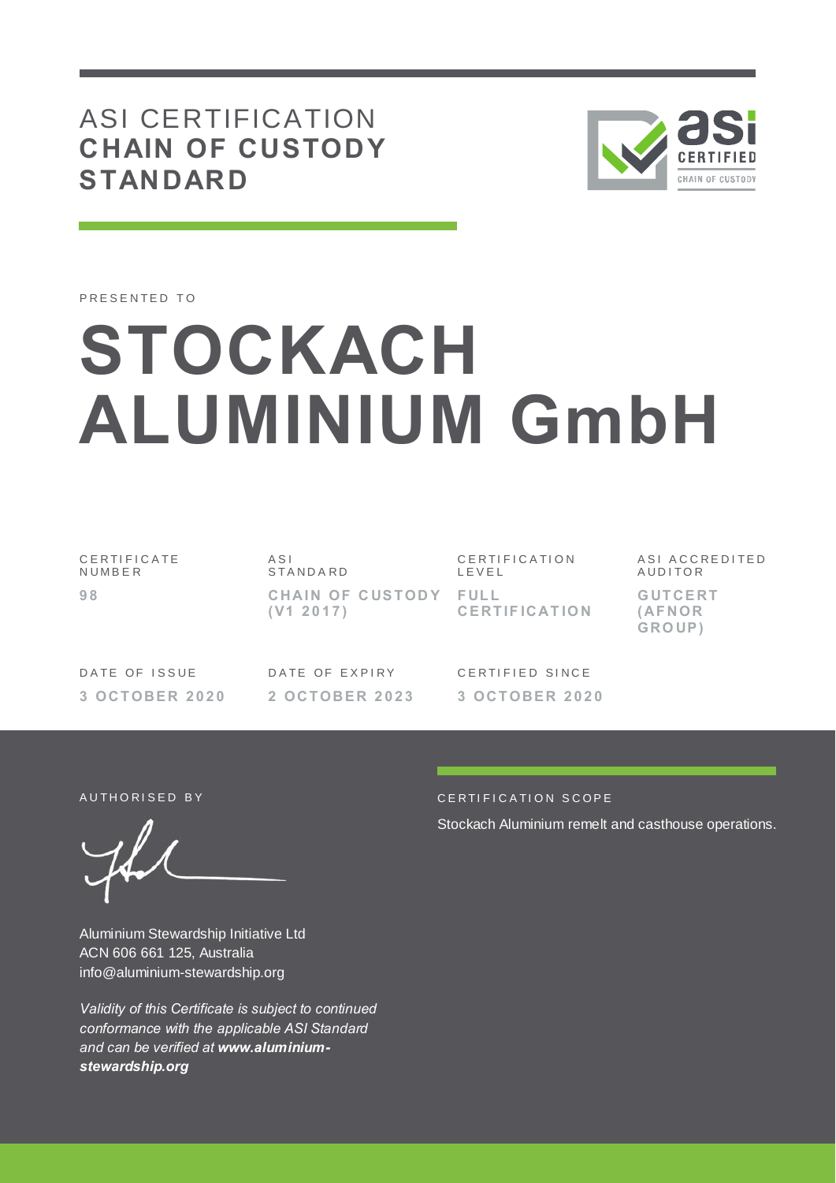# ASI CERTIFICATION
## CHAIN OF CUSTODY STANDARD

PRESENTED TO

# STOCKACH ALUMINIUM GmbH

| CERTIFICATE NUMBER | ASI STANDARD | CERTIFICATION LEVEL | ASI ACCREDITED AUDITOR |
|---|---|---|---|
| **98** | **CHAIN OF CUSTODY (V1 2017)** | **FULL CERTIFICATION** | **GUTCERT (AFNOR GROUP)** |

| DATE OF ISSUE | DATE OF EXPIRY | CERTIFIED SINCE |
|---|---|---|
| **3 OCTOBER 2020** | **2 OCTOBER 2023** | **3 OCTOBER 2020** |

AUTHORISED BY

Aluminium Stewardship Initiative Ltd
ACN 606 661 125, Australia
info@aluminium-stewardship.org

*Validity of this Certificate is subject to continued conformance with the applicable ASI Standard and can be verified at **www.aluminium-stewardship.org***

CERTIFICATION SCOPE

Stockach Aluminium remelt and casthouse operations.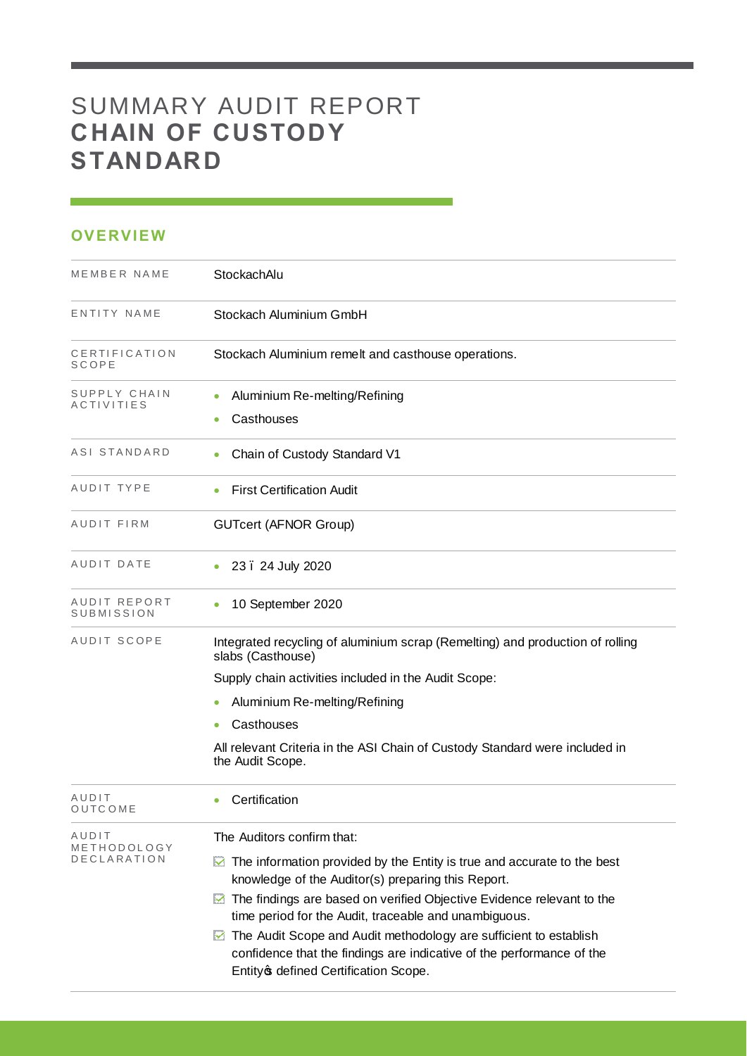# SUMMARY AUDIT REPORT **CHAIN OF CUSTODY STANDARD**

## OVERVIEW

| | |
|---|---|
| MEMBER NAME | StockachAlu |
| ENTITY NAME | Stockach Aluminium GmbH |
| CERTIFICATION SCOPE | Stockach Aluminium remelt and casthouse operations. |
| SUPPLY CHAIN ACTIVITIES | • Aluminium Re-melting/Refining<br>• Casthouses |
| ASI STANDARD | • Chain of Custody Standard V1 |
| AUDIT TYPE | • First Certification Audit |
| AUDIT FIRM | GUTcert (AFNOR Group) |
| AUDIT DATE | • 23 – 24 July 2020 |
| AUDIT REPORT SUBMISSION | • 10 September 2020 |
| AUDIT SCOPE | Integrated recycling of aluminium scrap (Remelting) and production of rolling slabs (Casthouse)<br>Supply chain activities included in the Audit Scope:<br>• Aluminium Re-melting/Refining<br>• Casthouses<br>All relevant Criteria in the ASI Chain of Custody Standard were included in the Audit Scope. |
| AUDIT OUTCOME | • Certification |
| AUDIT METHODOLOGY DECLARATION | The Auditors confirm that:<br>☑ The information provided by the Entity is true and accurate to the best knowledge of the Auditor(s) preparing this Report.<br>☑ The findings are based on verified Objective Evidence relevant to the time period for the Audit, traceable and unambiguous.<br>☑ The Audit Scope and Audit methodology are sufficient to establish confidence that the findings are indicative of the performance of the Entity's defined Certification Scope. |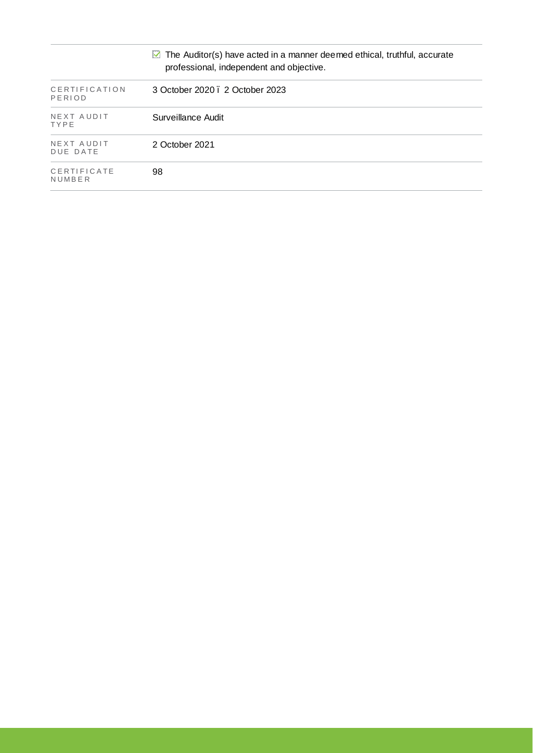| | |
|---|---|
| | ☑ The Auditor(s) have acted in a manner deemed ethical, truthful, accurate professional, independent and objective. |
| CERTIFICATION PERIOD | 3 October 2020 – 2 October 2023 |
| NEXT AUDIT TYPE | Surveillance Audit |
| NEXT AUDIT DUE DATE | 2 October 2021 |
| CERTIFICATE NUMBER | 98 |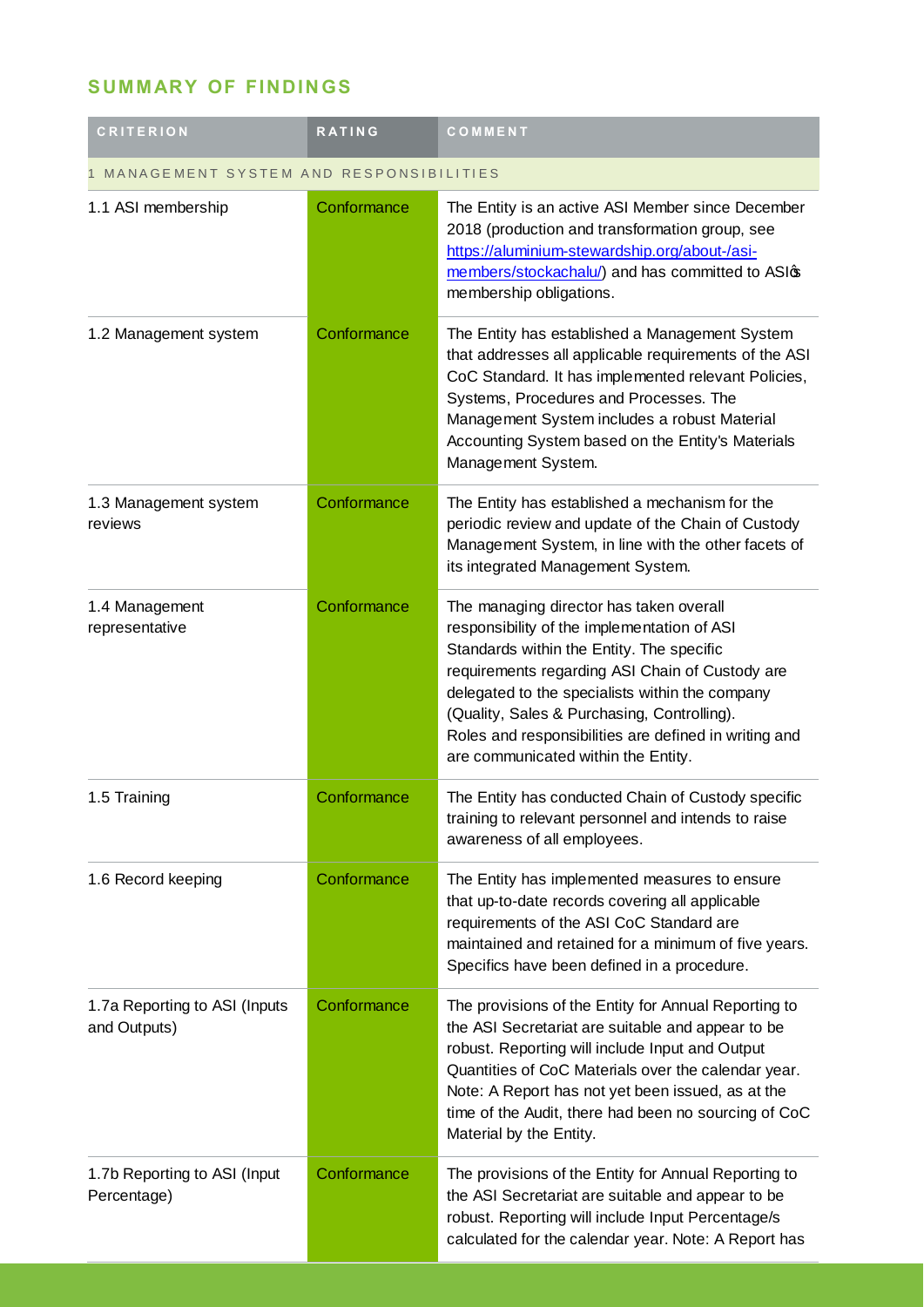## SUMMARY OF FINDINGS

| CRITERION | RATING | COMMENT |
|---|---|---|
| 1 MANAGEMENT SYSTEM AND RESPONSIBILITIES | | |
| 1.1 ASI membership | Conformance | The Entity is an active ASI Member since December 2018 (production and transformation group, see https://aluminium-stewardship.org/about-/asi-members/stockachalu/) and has committed to ASI's membership obligations. |
| 1.2 Management system | Conformance | The Entity has established a Management System that addresses all applicable requirements of the ASI CoC Standard. It has implemented relevant Policies, Systems, Procedures and Processes. The Management System includes a robust Material Accounting System based on the Entity's Materials Management System. |
| 1.3 Management system reviews | Conformance | The Entity has established a mechanism for the periodic review and update of the Chain of Custody Management System, in line with the other facets of its integrated Management System. |
| 1.4 Management representative | Conformance | The managing director has taken overall responsibility of the implementation of ASI Standards within the Entity. The specific requirements regarding ASI Chain of Custody are delegated to the specialists within the company (Quality, Sales & Purchasing, Controlling). Roles and responsibilities are defined in writing and are communicated within the Entity. |
| 1.5 Training | Conformance | The Entity has conducted Chain of Custody specific training to relevant personnel and intends to raise awareness of all employees. |
| 1.6 Record keeping | Conformance | The Entity has implemented measures to ensure that up-to-date records covering all applicable requirements of the ASI CoC Standard are maintained and retained for a minimum of five years. Specifics have been defined in a procedure. |
| 1.7a Reporting to ASI (Inputs and Outputs) | Conformance | The provisions of the Entity for Annual Reporting to the ASI Secretariat are suitable and appear to be robust. Reporting will include Input and Output Quantities of CoC Materials over the calendar year. Note: A Report has not yet been issued, as at the time of the Audit, there had been no sourcing of CoC Material by the Entity. |
| 1.7b Reporting to ASI (Input Percentage) | Conformance | The provisions of the Entity for Annual Reporting to the ASI Secretariat are suitable and appear to be robust. Reporting will include Input Percentage/s calculated for the calendar year. Note: A Report has |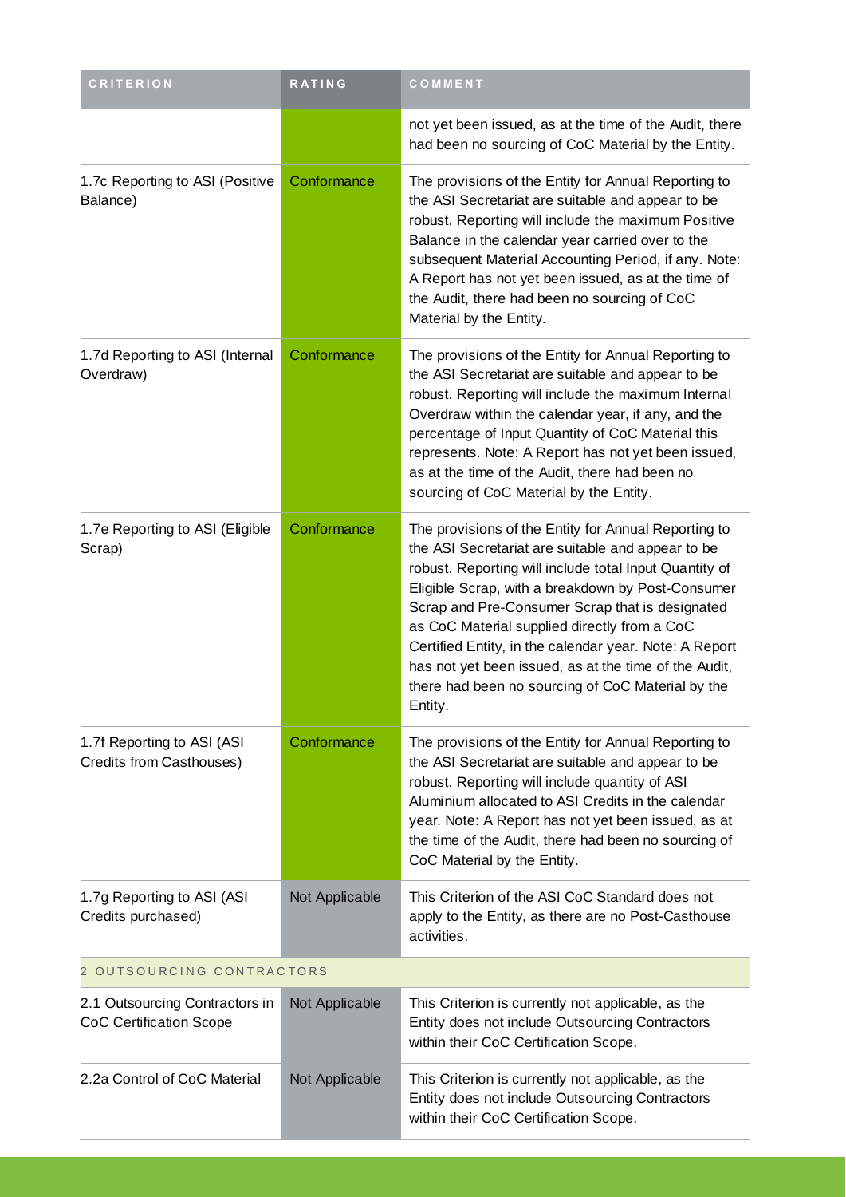| CRITERION | RATING | COMMENT |
|---|---|---|
| | | not yet been issued, as at the time of the Audit, there had been no sourcing of CoC Material by the Entity. |
| 1.7c Reporting to ASI (Positive Balance) | Conformance | The provisions of the Entity for Annual Reporting to the ASI Secretariat are suitable and appear to be robust. Reporting will include the maximum Positive Balance in the calendar year carried over to the subsequent Material Accounting Period, if any. Note: A Report has not yet been issued, as at the time of the Audit, there had been no sourcing of CoC Material by the Entity. |
| 1.7d Reporting to ASI (Internal Overdraw) | Conformance | The provisions of the Entity for Annual Reporting to the ASI Secretariat are suitable and appear to be robust. Reporting will include the maximum Internal Overdraw within the calendar year, if any, and the percentage of Input Quantity of CoC Material this represents. Note: A Report has not yet been issued, as at the time of the Audit, there had been no sourcing of CoC Material by the Entity. |
| 1.7e Reporting to ASI (Eligible Scrap) | Conformance | The provisions of the Entity for Annual Reporting to the ASI Secretariat are suitable and appear to be robust. Reporting will include total Input Quantity of Eligible Scrap, with a breakdown by Post-Consumer Scrap and Pre-Consumer Scrap that is designated as CoC Material supplied directly from a CoC Certified Entity, in the calendar year. Note: A Report has not yet been issued, as at the time of the Audit, there had been no sourcing of CoC Material by the Entity. |
| 1.7f Reporting to ASI (ASI Credits from Casthouses) | Conformance | The provisions of the Entity for Annual Reporting to the ASI Secretariat are suitable and appear to be robust. Reporting will include quantity of ASI Aluminium allocated to ASI Credits in the calendar year. Note: A Report has not yet been issued, as at the time of the Audit, there had been no sourcing of CoC Material by the Entity. |
| 1.7g Reporting to ASI (ASI Credits purchased) | Not Applicable | This Criterion of the ASI CoC Standard does not apply to the Entity, as there are no Post-Casthouse activities. |
| 2 OUTSOURCING CONTRACTORS | | |
| 2.1 Outsourcing Contractors in CoC Certification Scope | Not Applicable | This Criterion is currently not applicable, as the Entity does not include Outsourcing Contractors within their CoC Certification Scope. |
| 2.2a Control of CoC Material | Not Applicable | This Criterion is currently not applicable, as the Entity does not include Outsourcing Contractors within their CoC Certification Scope. |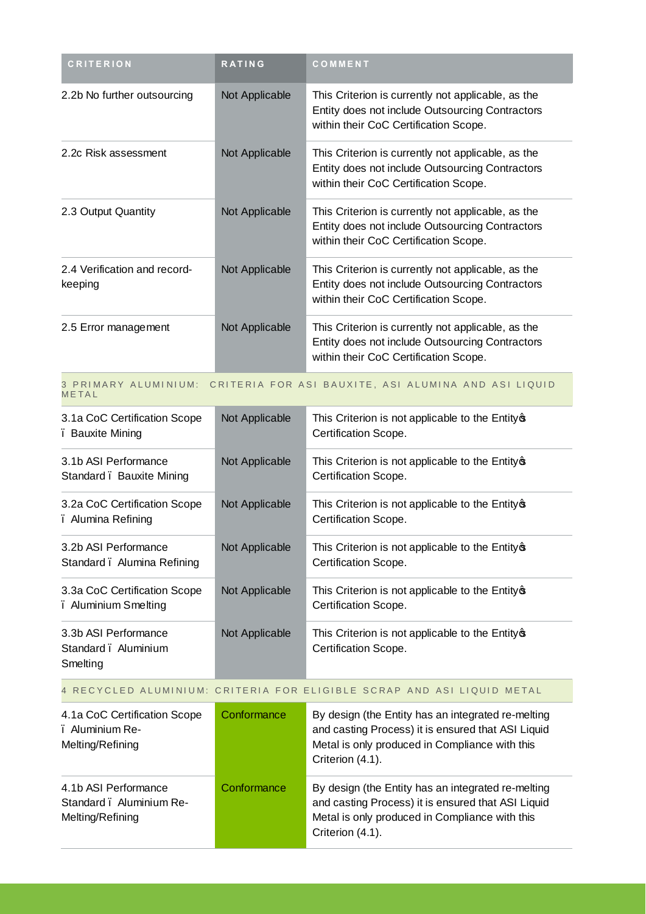| CRITERION | RATING | COMMENT |
| --- | --- | --- |
| 2.2b No further outsourcing | Not Applicable | This Criterion is currently not applicable, as the Entity does not include Outsourcing Contractors within their CoC Certification Scope. |
| 2.2c Risk assessment | Not Applicable | This Criterion is currently not applicable, as the Entity does not include Outsourcing Contractors within their CoC Certification Scope. |
| 2.3 Output Quantity | Not Applicable | This Criterion is currently not applicable, as the Entity does not include Outsourcing Contractors within their CoC Certification Scope. |
| 2.4 Verification and record-keeping | Not Applicable | This Criterion is currently not applicable, as the Entity does not include Outsourcing Contractors within their CoC Certification Scope. |
| 2.5 Error management | Not Applicable | This Criterion is currently not applicable, as the Entity does not include Outsourcing Contractors within their CoC Certification Scope. |
| 3 PRIMARY ALUMINIUM: CRITERIA FOR ASI BAUXITE, ASI ALUMINA AND ASI LIQUID METAL | | |
| 3.1a CoC Certification Scope – Bauxite Mining | Not Applicable | This Criterion is not applicable to the Entity's Certification Scope. |
| 3.1b ASI Performance Standard – Bauxite Mining | Not Applicable | This Criterion is not applicable to the Entity's Certification Scope. |
| 3.2a CoC Certification Scope – Alumina Refining | Not Applicable | This Criterion is not applicable to the Entity's Certification Scope. |
| 3.2b ASI Performance Standard – Alumina Refining | Not Applicable | This Criterion is not applicable to the Entity's Certification Scope. |
| 3.3a CoC Certification Scope – Aluminium Smelting | Not Applicable | This Criterion is not applicable to the Entity's Certification Scope. |
| 3.3b ASI Performance Standard – Aluminium Smelting | Not Applicable | This Criterion is not applicable to the Entity's Certification Scope. |
| 4 RECYCLED ALUMINIUM: CRITERIA FOR ELIGIBLE SCRAP AND ASI LIQUID METAL | | |
| 4.1a CoC Certification Scope – Aluminium Re-Melting/Refining | Conformance | By design (the Entity has an integrated re-melting and casting Process) it is ensured that ASI Liquid Metal is only produced in Compliance with this Criterion (4.1). |
| 4.1b ASI Performance Standard – Aluminium Re-Melting/Refining | Conformance | By design (the Entity has an integrated re-melting and casting Process) it is ensured that ASI Liquid Metal is only produced in Compliance with this Criterion (4.1). |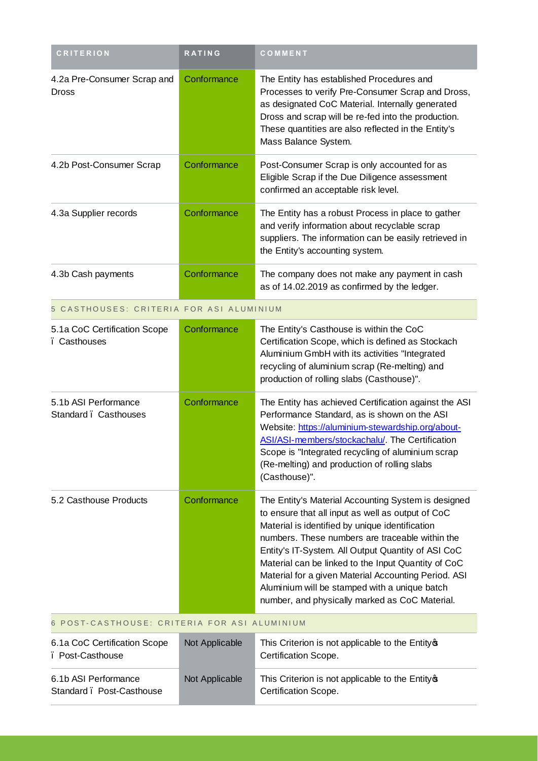| CRITERION | RATING | COMMENT |
| --- | --- | --- |
| 4.2a Pre-Consumer Scrap and Dross | Conformance | The Entity has established Procedures and Processes to verify Pre-Consumer Scrap and Dross, as designated CoC Material. Internally generated Dross and scrap will be re-fed into the production. These quantities are also reflected in the Entity's Mass Balance System. |
| 4.2b Post-Consumer Scrap | Conformance | Post-Consumer Scrap is only accounted for as Eligible Scrap if the Due Diligence assessment confirmed an acceptable risk level. |
| 4.3a Supplier records | Conformance | The Entity has a robust Process in place to gather and verify information about recyclable scrap suppliers. The information can be easily retrieved in the Entity's accounting system. |
| 4.3b Cash payments | Conformance | The company does not make any payment in cash as of 14.02.2019 as confirmed by the ledger. |
| **5 CASTHOUSES: CRITERIA FOR ASI ALUMINIUM** | | |
| 5.1a CoC Certification Scope – Casthouses | Conformance | The Entity's Casthouse is within the CoC Certification Scope, which is defined as Stockach Aluminium GmbH with its activities "Integrated recycling of aluminium scrap (Re-melting) and production of rolling slabs (Casthouse)". |
| 5.1b ASI Performance Standard – Casthouses | Conformance | The Entity has achieved Certification against the ASI Performance Standard, as is shown on the ASI Website: [https://aluminium-stewardship.org/about-ASI/ASI-members/stockachalu/](https://aluminium-stewardship.org/about-ASI/ASI-members/stockachalu/). The Certification Scope is "Integrated recycling of aluminium scrap (Re-melting) and production of rolling slabs (Casthouse)". |
| 5.2 Casthouse Products | Conformance | The Entity's Material Accounting System is designed to ensure that all input as well as output of CoC Material is identified by unique identification numbers. These numbers are traceable within the Entity's IT-System. All Output Quantity of ASI CoC Material can be linked to the Input Quantity of CoC Material for a given Material Accounting Period. ASI Aluminium will be stamped with a unique batch number, and physically marked as CoC Material. |
| **6 POST-CASTHOUSE: CRITERIA FOR ASI ALUMINIUM** | | |
| 6.1a CoC Certification Scope – Post-Casthouse | Not Applicable | This Criterion is not applicable to the Entity's Certification Scope. |
| 6.1b ASI Performance Standard – Post-Casthouse | Not Applicable | This Criterion is not applicable to the Entity's Certification Scope. |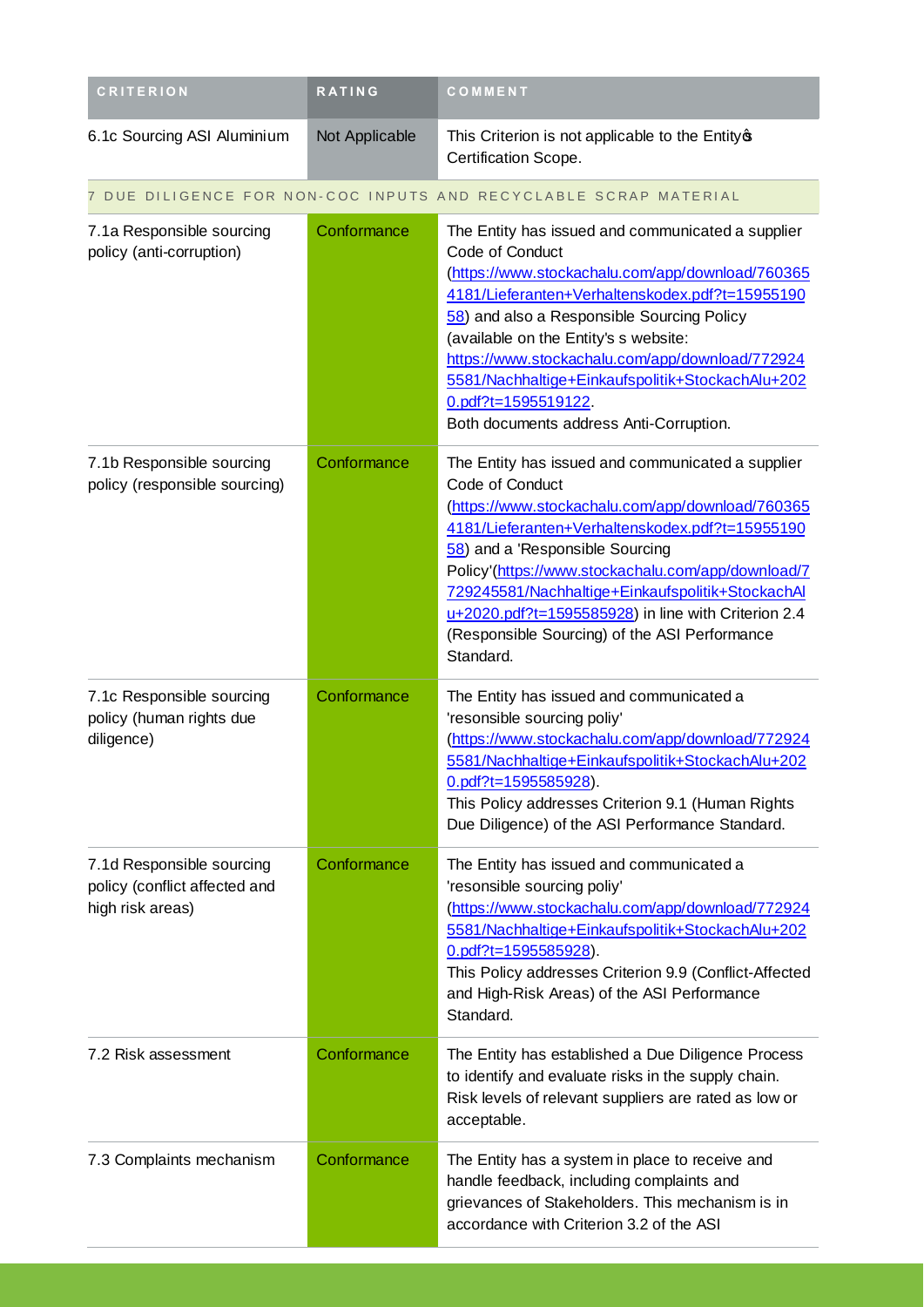| CRITERION | RATING | COMMENT |
| --- | --- | --- |
| 6.1c Sourcing ASI Aluminium | Not Applicable | This Criterion is not applicable to the Entityφs Certification Scope. |
| 7 DUE DILIGENCE FOR NON-COC INPUTS AND RECYCLABLE SCRAP MATERIAL | | |
| 7.1a Responsible sourcing policy (anti-corruption) | Conformance | The Entity has issued and communicated a supplier Code of Conduct (https://www.stockachalu.com/app/download/7603654181/Lieferanten+Verhaltenskodex.pdf?t=1595519058) and also a Responsible Sourcing Policy (available on the Entity's s website: https://www.stockachalu.com/app/download/7729245581/Nachhaltige+Einkaufspolitik+StockachAlu+2020.pdf?t=1595519122. Both documents address Anti-Corruption. |
| 7.1b Responsible sourcing policy (responsible sourcing) | Conformance | The Entity has issued and communicated a supplier Code of Conduct (https://www.stockachalu.com/app/download/7603654181/Lieferanten+Verhaltenskodex.pdf?t=1595519058) and a 'Responsible Sourcing Policy'(https://www.stockachalu.com/app/download/7729245581/Nachhaltige+Einkaufspolitik+StockachAlu+2020.pdf?t=1595585928) in line with Criterion 2.4 (Responsible Sourcing) of the ASI Performance Standard. |
| 7.1c Responsible sourcing policy (human rights due diligence) | Conformance | The Entity has issued and communicated a 'resonsible sourcing poliy' (https://www.stockachalu.com/app/download/7729245581/Nachhaltige+Einkaufspolitik+StockachAlu+2020.pdf?t=1595585928). This Policy addresses Criterion 9.1 (Human Rights Due Diligence) of the ASI Performance Standard. |
| 7.1d Responsible sourcing policy (conflict affected and high risk areas) | Conformance | The Entity has issued and communicated a 'resonsible sourcing poliy' (https://www.stockachalu.com/app/download/7729245581/Nachhaltige+Einkaufspolitik+StockachAlu+2020.pdf?t=1595585928). This Policy addresses Criterion 9.9 (Conflict-Affected and High-Risk Areas) of the ASI Performance Standard. |
| 7.2 Risk assessment | Conformance | The Entity has established a Due Diligence Process to identify and evaluate risks in the supply chain. Risk levels of relevant suppliers are rated as low or acceptable. |
| 7.3 Complaints mechanism | Conformance | The Entity has a system in place to receive and handle feedback, including complaints and grievances of Stakeholders. This mechanism is in accordance with Criterion 3.2 of the ASI |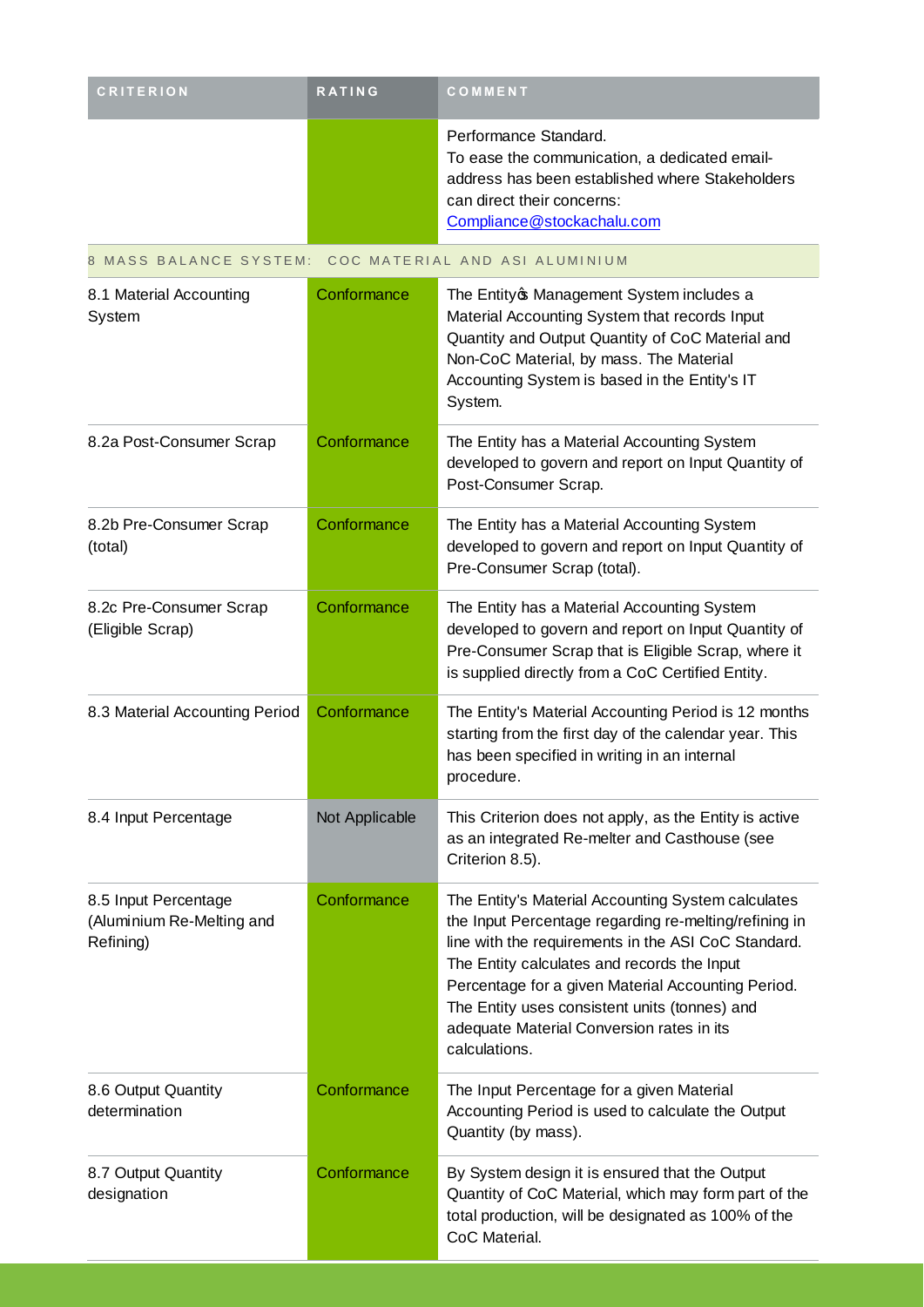| CRITERION | RATING | COMMENT |
|---|---|---|
| | | Performance Standard.<br>To ease the communication, a dedicated email-address has been established where Stakeholders can direct their concerns:<br>Compliance@stockachalu.com |
| **8 MASS BALANCE SYSTEM: COC MATERIAL AND ASI ALUMINIUM** | | |
| 8.1 Material Accounting System | Conformance | The Entity�s Management System includes a Material Accounting System that records Input Quantity and Output Quantity of CoC Material and Non-CoC Material, by mass. The Material Accounting System is based in the Entity's IT System. |
| 8.2a Post-Consumer Scrap | Conformance | The Entity has a Material Accounting System developed to govern and report on Input Quantity of Post-Consumer Scrap. |
| 8.2b Pre-Consumer Scrap (total) | Conformance | The Entity has a Material Accounting System developed to govern and report on Input Quantity of Pre-Consumer Scrap (total). |
| 8.2c Pre-Consumer Scrap (Eligible Scrap) | Conformance | The Entity has a Material Accounting System developed to govern and report on Input Quantity of Pre-Consumer Scrap that is Eligible Scrap, where it is supplied directly from a CoC Certified Entity. |
| 8.3 Material Accounting Period | Conformance | The Entity's Material Accounting Period is 12 months starting from the first day of the calendar year. This has been specified in writing in an internal procedure. |
| 8.4 Input Percentage | Not Applicable | This Criterion does not apply, as the Entity is active as an integrated Re-melter and Casthouse (see Criterion 8.5). |
| 8.5 Input Percentage (Aluminium Re-Melting and Refining) | Conformance | The Entity's Material Accounting System calculates the Input Percentage regarding re-melting/refining in line with the requirements in the ASI CoC Standard. The Entity calculates and records the Input Percentage for a given Material Accounting Period. The Entity uses consistent units (tonnes) and adequate Material Conversion rates in its calculations. |
| 8.6 Output Quantity determination | Conformance | The Input Percentage for a given Material Accounting Period is used to calculate the Output Quantity (by mass). |
| 8.7 Output Quantity designation | Conformance | By System design it is ensured that the Output Quantity of CoC Material, which may form part of the total production, will be designated as 100% of the CoC Material. |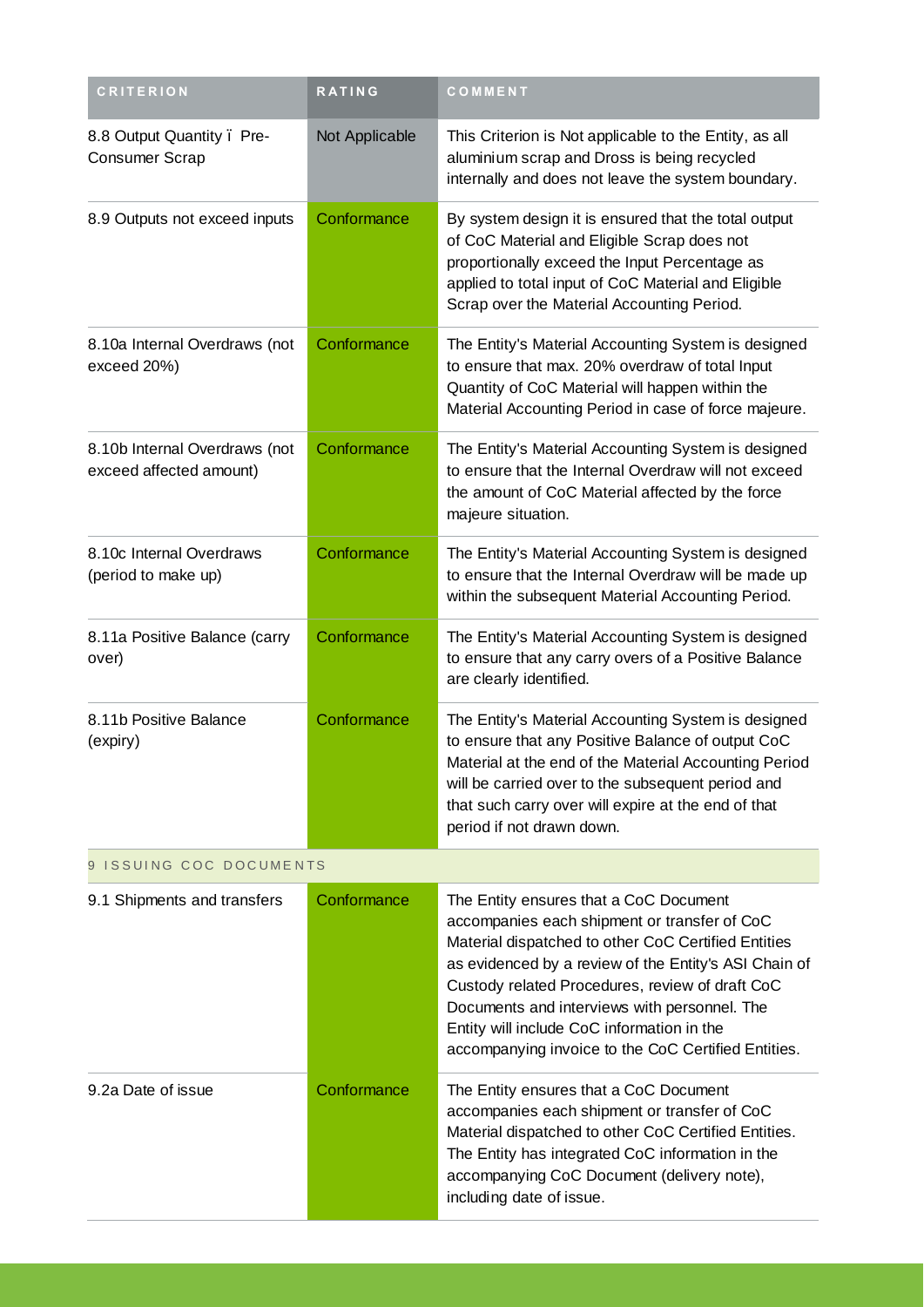| CRITERION | RATING | COMMENT |
| --- | --- | --- |
| 8.8 Output Quantity ï Pre-Consumer Scrap | Not Applicable | This Criterion is Not applicable to the Entity, as all aluminium scrap and Dross is being recycled internally and does not leave the system boundary. |
| 8.9 Outputs not exceed inputs | Conformance | By system design it is ensured that the total output of CoC Material and Eligible Scrap does not proportionally exceed the Input Percentage as applied to total input of CoC Material and Eligible Scrap over the Material Accounting Period. |
| 8.10a Internal Overdraws (not exceed 20%) | Conformance | The Entity's Material Accounting System is designed to ensure that max. 20% overdraw of total Input Quantity of CoC Material will happen within the Material Accounting Period in case of force majeure. |
| 8.10b Internal Overdraws (not exceed affected amount) | Conformance | The Entity's Material Accounting System is designed to ensure that the Internal Overdraw will not exceed the amount of CoC Material affected by the force majeure situation. |
| 8.10c Internal Overdraws (period to make up) | Conformance | The Entity's Material Accounting System is designed to ensure that the Internal Overdraw will be made up within the subsequent Material Accounting Period. |
| 8.11a Positive Balance (carry over) | Conformance | The Entity's Material Accounting System is designed to ensure that any carry overs of a Positive Balance are clearly identified. |
| 8.11b Positive Balance (expiry) | Conformance | The Entity's Material Accounting System is designed to ensure that any Positive Balance of output CoC Material at the end of the Material Accounting Period will be carried over to the subsequent period and that such carry over will expire at the end of that period if not drawn down. |
| 9 ISSUING COC DOCUMENTS | | |
| 9.1 Shipments and transfers | Conformance | The Entity ensures that a CoC Document accompanies each shipment or transfer of CoC Material dispatched to other CoC Certified Entities as evidenced by a review of the Entity's ASI Chain of Custody related Procedures, review of draft CoC Documents and interviews with personnel. The Entity will include CoC information in the accompanying invoice to the CoC Certified Entities. |
| 9.2a Date of issue | Conformance | The Entity ensures that a CoC Document accompanies each shipment or transfer of CoC Material dispatched to other CoC Certified Entities. The Entity has integrated CoC information in the accompanying CoC Document (delivery note), including date of issue. |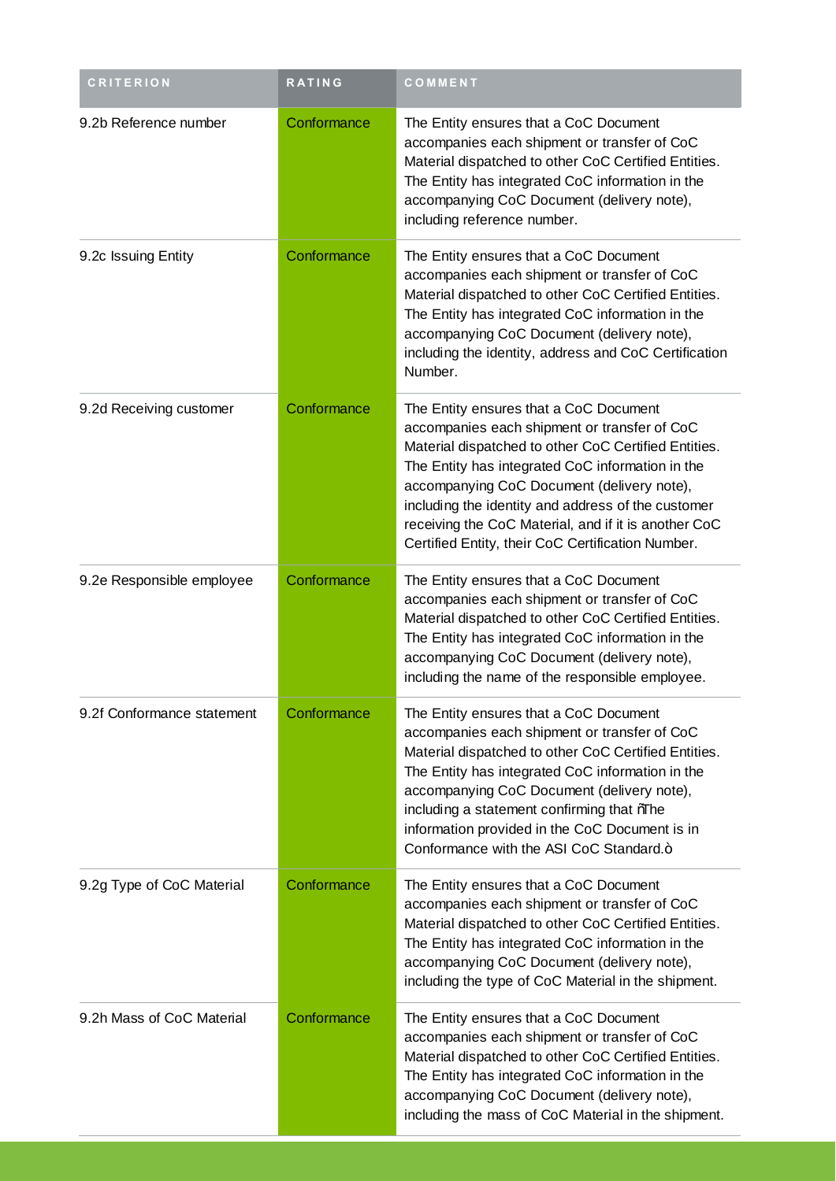| CRITERION | RATING | COMMENT |
| --- | --- | --- |
| 9.2b Reference number | Conformance | The Entity ensures that a CoC Document accompanies each shipment or transfer of CoC Material dispatched to other CoC Certified Entities. The Entity has integrated CoC information in the accompanying CoC Document (delivery note), including reference number. |
| 9.2c Issuing Entity | Conformance | The Entity ensures that a CoC Document accompanies each shipment or transfer of CoC Material dispatched to other CoC Certified Entities. The Entity has integrated CoC information in the accompanying CoC Document (delivery note), including the identity, address and CoC Certification Number. |
| 9.2d Receiving customer | Conformance | The Entity ensures that a CoC Document accompanies each shipment or transfer of CoC Material dispatched to other CoC Certified Entities. The Entity has integrated CoC information in the accompanying CoC Document (delivery note), including the identity and address of the customer receiving the CoC Material, and if it is another CoC Certified Entity, their CoC Certification Number. |
| 9.2e Responsible employee | Conformance | The Entity ensures that a CoC Document accompanies each shipment or transfer of CoC Material dispatched to other CoC Certified Entities. The Entity has integrated CoC information in the accompanying CoC Document (delivery note), including the name of the responsible employee. |
| 9.2f Conformance statement | Conformance | The Entity ensures that a CoC Document accompanies each shipment or transfer of CoC Material dispatched to other CoC Certified Entities. The Entity has integrated CoC information in the accompanying CoC Document (delivery note), including a statement confirming that ñThe information provided in the CoC Document is in Conformance with the ASI CoC Standard.ò |
| 9.2g Type of CoC Material | Conformance | The Entity ensures that a CoC Document accompanies each shipment or transfer of CoC Material dispatched to other CoC Certified Entities. The Entity has integrated CoC information in the accompanying CoC Document (delivery note), including the type of CoC Material in the shipment. |
| 9.2h Mass of CoC Material | Conformance | The Entity ensures that a CoC Document accompanies each shipment or transfer of CoC Material dispatched to other CoC Certified Entities. The Entity has integrated CoC information in the accompanying CoC Document (delivery note), including the mass of CoC Material in the shipment. |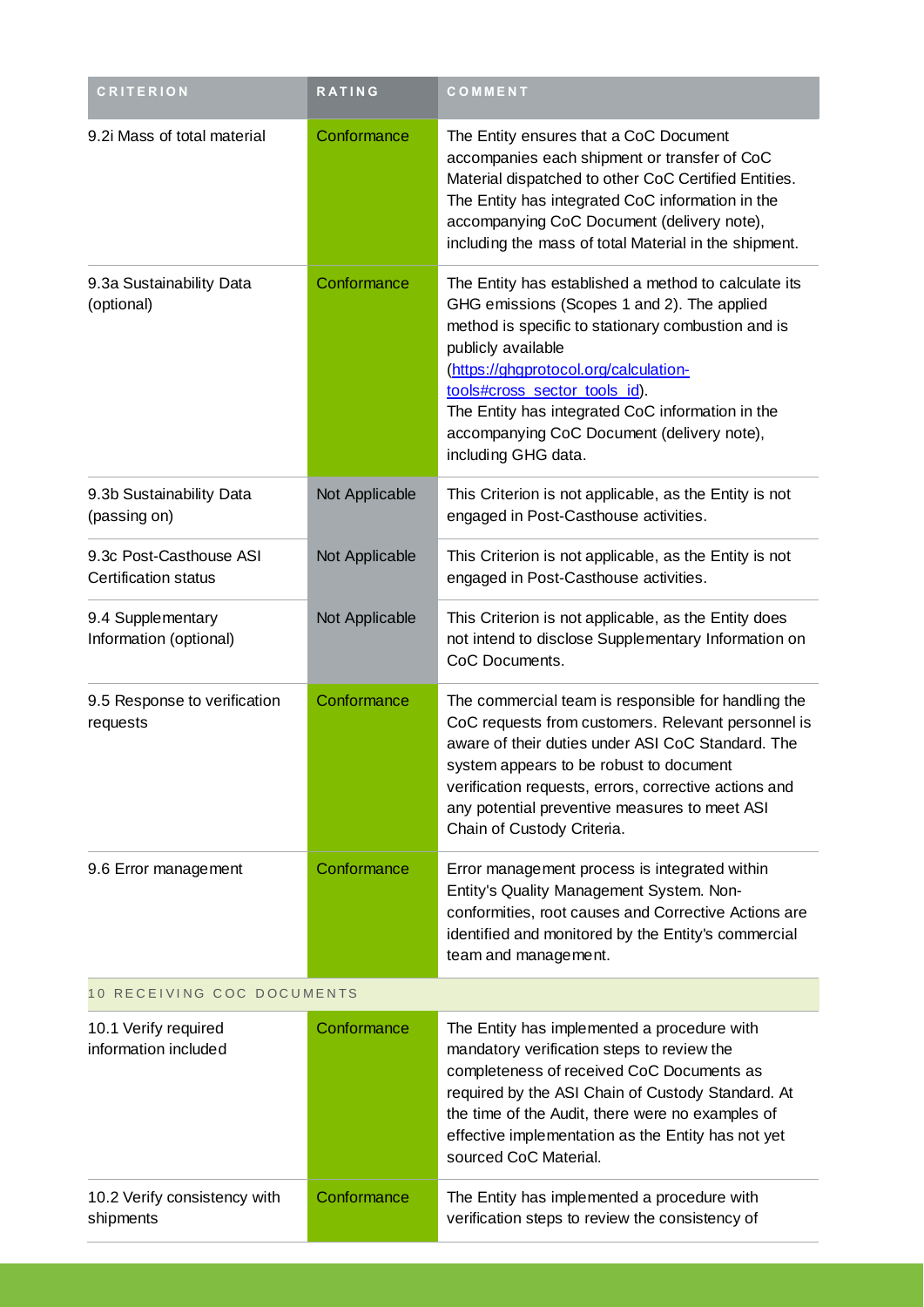| CRITERION | RATING | COMMENT |
| --- | --- | --- |
| 9.2i Mass of total material | Conformance | The Entity ensures that a CoC Document accompanies each shipment or transfer of CoC Material dispatched to other CoC Certified Entities. The Entity has integrated CoC information in the accompanying CoC Document (delivery note), including the mass of total Material in the shipment. |
| 9.3a Sustainability Data (optional) | Conformance | The Entity has established a method to calculate its GHG emissions (Scopes 1 and 2). The applied method is specific to stationary combustion and is publicly available ([https://ghgprotocol.org/calculation-tools#cross_sector_tools_id](https://ghgprotocol.org/calculation-tools#cross_sector_tools_id)). The Entity has integrated CoC information in the accompanying CoC Document (delivery note), including GHG data. |
| 9.3b Sustainability Data (passing on) | Not Applicable | This Criterion is not applicable, as the Entity is not engaged in Post-Casthouse activities. |
| 9.3c Post-Casthouse ASI Certification status | Not Applicable | This Criterion is not applicable, as the Entity is not engaged in Post-Casthouse activities. |
| 9.4 Supplementary Information (optional) | Not Applicable | This Criterion is not applicable, as the Entity does not intend to disclose Supplementary Information on CoC Documents. |
| 9.5 Response to verification requests | Conformance | The commercial team is responsible for handling the CoC requests from customers. Relevant personnel is aware of their duties under ASI CoC Standard. The system appears to be robust to document verification requests, errors, corrective actions and any potential preventive measures to meet ASI Chain of Custody Criteria. |
| 9.6 Error management | Conformance | Error management process is integrated within Entity's Quality Management System. Non-conformities, root causes and Corrective Actions are identified and monitored by the Entity's commercial team and management. |
| **10 RECEIVING COC DOCUMENTS** | | |
| 10.1 Verify required information included | Conformance | The Entity has implemented a procedure with mandatory verification steps to review the completeness of received CoC Documents as required by the ASI Chain of Custody Standard. At the time of the Audit, there were no examples of effective implementation as the Entity has not yet sourced CoC Material. |
| 10.2 Verify consistency with shipments | Conformance | The Entity has implemented a procedure with verification steps to review the consistency of |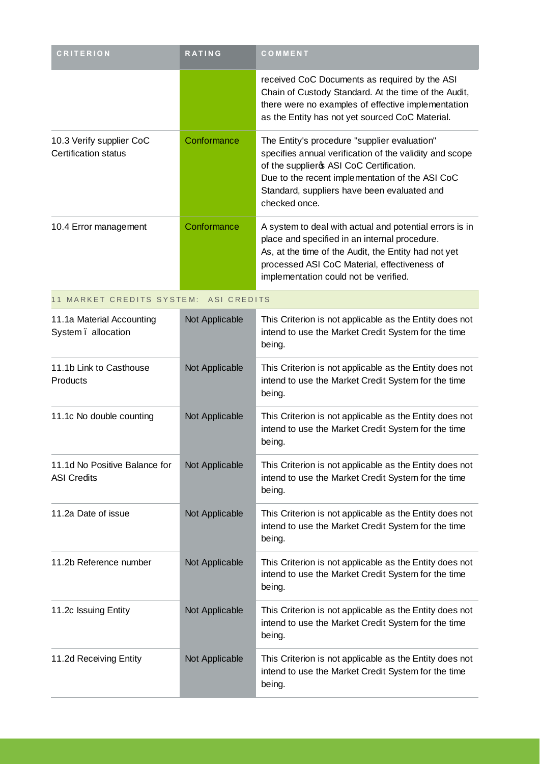| CRITERION | RATING | COMMENT |
| --- | --- | --- |
| | | received CoC Documents as required by the ASI Chain of Custody Standard. At the time of the Audit, there were no examples of effective implementation as the Entity has not yet sourced CoC Material. |
| 10.3 Verify supplier CoC Certification status | Conformance | The Entity's procedure "supplier evaluation" specifies annual verification of the validity and scope of the supplierĝs ASI CoC Certification. Due to the recent implementation of the ASI CoC Standard, suppliers have been evaluated and checked once. |
| 10.4 Error management | Conformance | A system to deal with actual and potential errors is in place and specified in an internal procedure. As, at the time of the Audit, the Entity had not yet processed ASI CoC Material, effectiveness of implementation could not be verified. |
| 11 MARKET CREDITS SYSTEM: ASI CREDITS | | |
| 11.1a Material Accounting System ï allocation | Not Applicable | This Criterion is not applicable as the Entity does not intend to use the Market Credit System for the time being. |
| 11.1b Link to Casthouse Products | Not Applicable | This Criterion is not applicable as the Entity does not intend to use the Market Credit System for the time being. |
| 11.1c No double counting | Not Applicable | This Criterion is not applicable as the Entity does not intend to use the Market Credit System for the time being. |
| 11.1d No Positive Balance for ASI Credits | Not Applicable | This Criterion is not applicable as the Entity does not intend to use the Market Credit System for the time being. |
| 11.2a Date of issue | Not Applicable | This Criterion is not applicable as the Entity does not intend to use the Market Credit System for the time being. |
| 11.2b Reference number | Not Applicable | This Criterion is not applicable as the Entity does not intend to use the Market Credit System for the time being. |
| 11.2c Issuing Entity | Not Applicable | This Criterion is not applicable as the Entity does not intend to use the Market Credit System for the time being. |
| 11.2d Receiving Entity | Not Applicable | This Criterion is not applicable as the Entity does not intend to use the Market Credit System for the time being. |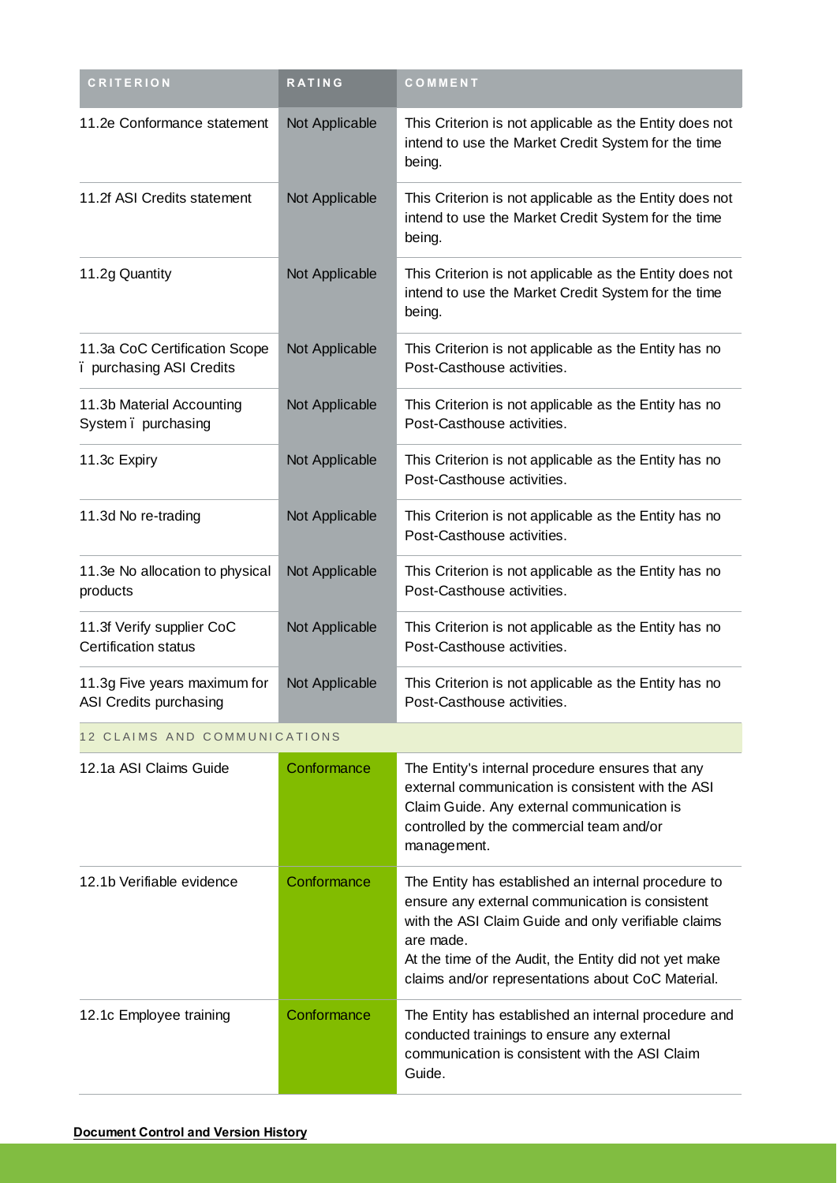| CRITERION | RATING | COMMENT |
| --- | --- | --- |
| 11.2e Conformance statement | Not Applicable | This Criterion is not applicable as the Entity does not intend to use the Market Credit System for the time being. |
| 11.2f ASI Credits statement | Not Applicable | This Criterion is not applicable as the Entity does not intend to use the Market Credit System for the time being. |
| 11.2g Quantity | Not Applicable | This Criterion is not applicable as the Entity does not intend to use the Market Credit System for the time being. |
| 11.3a CoC Certification Scope ï purchasing ASI Credits | Not Applicable | This Criterion is not applicable as the Entity has no Post-Casthouse activities. |
| 11.3b Material Accounting System ï purchasing | Not Applicable | This Criterion is not applicable as the Entity has no Post-Casthouse activities. |
| 11.3c Expiry | Not Applicable | This Criterion is not applicable as the Entity has no Post-Casthouse activities. |
| 11.3d No re-trading | Not Applicable | This Criterion is not applicable as the Entity has no Post-Casthouse activities. |
| 11.3e No allocation to physical products | Not Applicable | This Criterion is not applicable as the Entity has no Post-Casthouse activities. |
| 11.3f Verify supplier CoC Certification status | Not Applicable | This Criterion is not applicable as the Entity has no Post-Casthouse activities. |
| 11.3g Five years maximum for ASI Credits purchasing | Not Applicable | This Criterion is not applicable as the Entity has no Post-Casthouse activities. |
| 12 CLAIMS AND COMMUNICATIONS | | |
| 12.1a ASI Claims Guide | Conformance | The Entity's internal procedure ensures that any external communication is consistent with the ASI Claim Guide. Any external communication is controlled by the commercial team and/or management. |
| 12.1b Verifiable evidence | Conformance | The Entity has established an internal procedure to ensure any external communication is consistent with the ASI Claim Guide and only verifiable claims are made.<br>At the time of the Audit, the Entity did not yet make claims and/or representations about CoC Material. |
| 12.1c Employee training | Conformance | The Entity has established an internal procedure and conducted trainings to ensure any external communication is consistent with the ASI Claim Guide. |

**Document Control and Version History**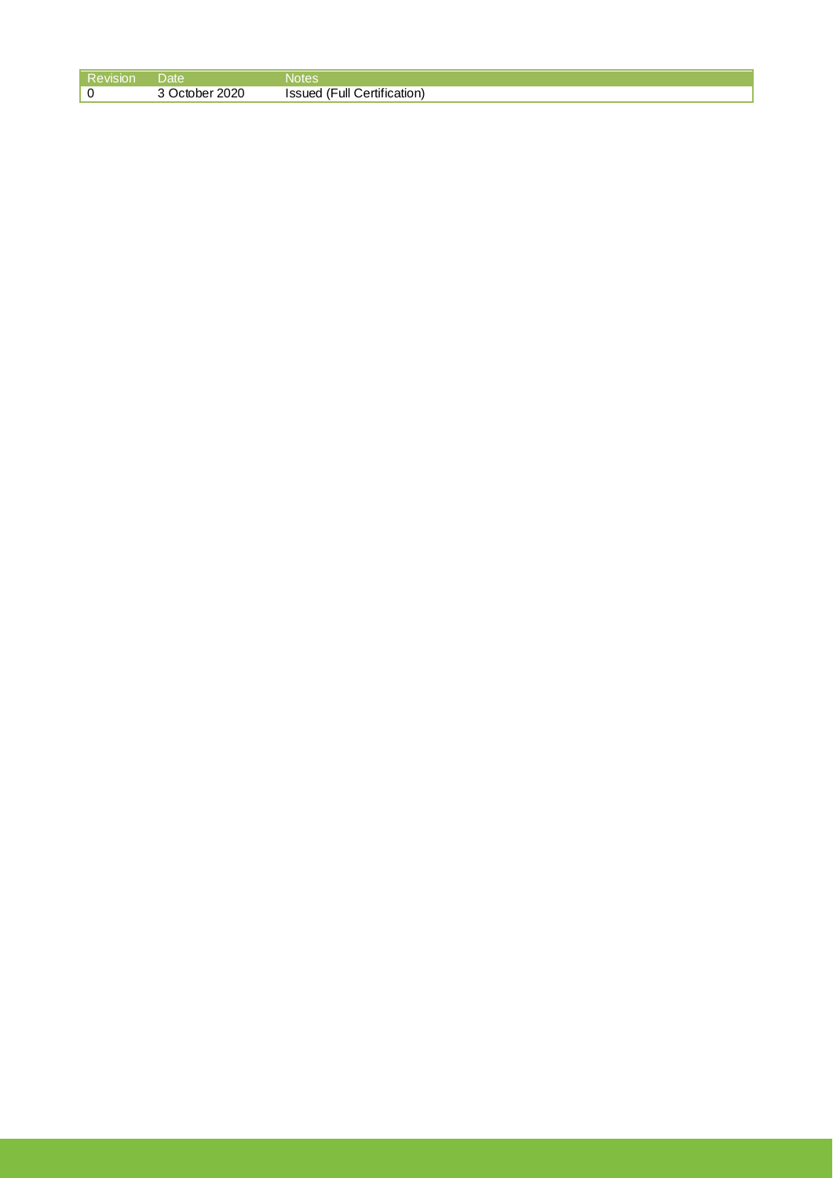| Revision | Date | Notes |
|---|---|---|
| 0 | 3 October 2020 | Issued (Full Certification) |